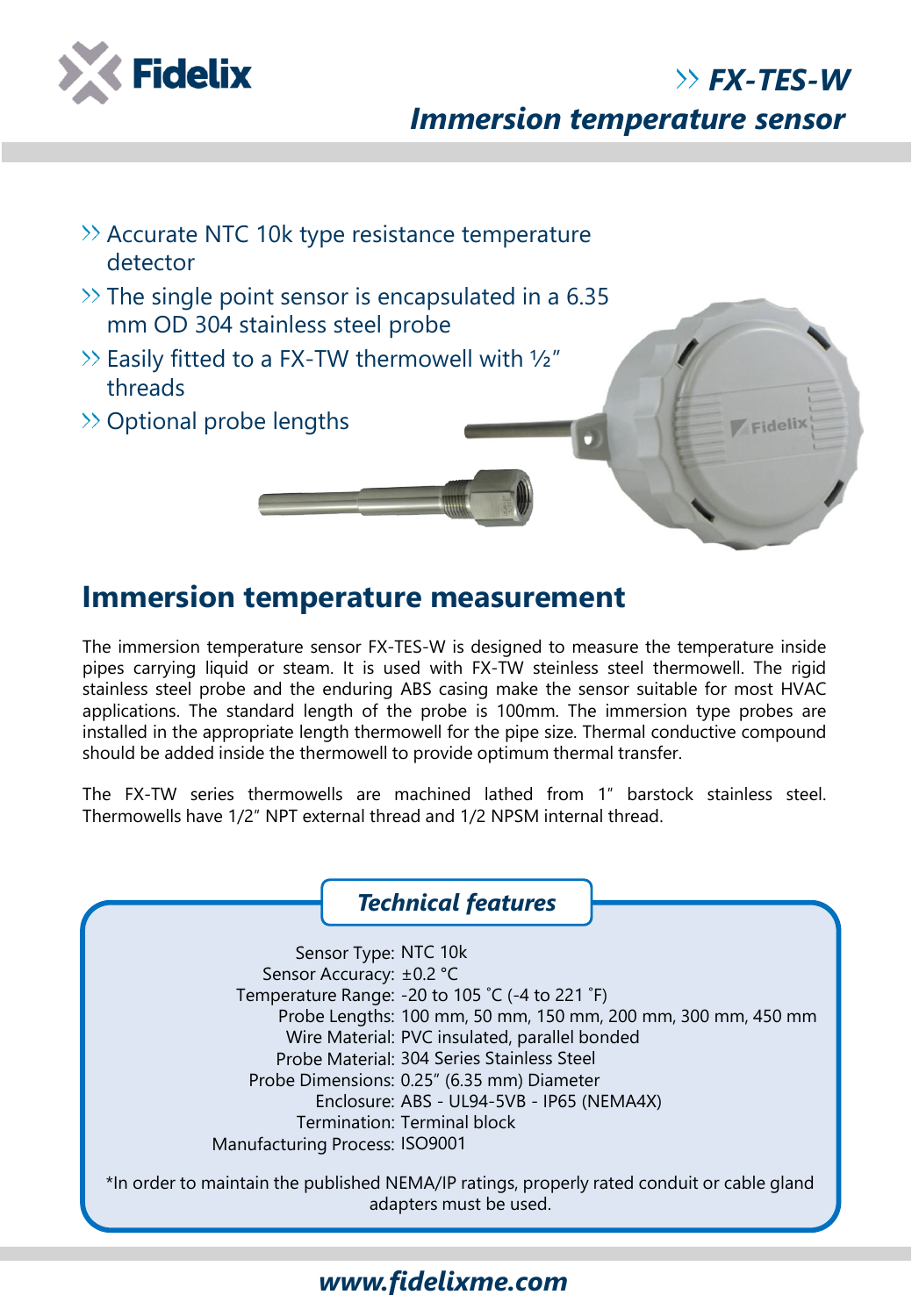# FX-TES-W

## Immersion temperature sensor

- Accurate NTC 10k type resistance temperature detector
- The single point sensor is encapsulated in a 6.35 mm OD 304 stainless steel probe
- Easily fitted to a FX-TW thermowell with ½" threads
- Optional probe lengths

## Immersion temperature measurement

The immersion temperature sensor FX-TES-W is designed to measure the temperature inside pipes carrying liquid or steam. It is used with FX-TW steinless steel thermowell. The rigid stainless steel probe and the enduring ABS casing make the sensor suitable for most HVAC applications. The standard length of the probe is 100mm. The immersion type probes are installed in the appropriate length thermowell for the pipe size. Thermal conductive compound should be added inside the thermowell to provide optimum thermal transfer.

The FX-TW series thermowells are machined lathed from 1" barstock stainless steel. Thermowells have 1/2" NPT external thread and 1/2 NPSM internal thread.

### Technical features

| | |
|---|---|
| Sensor Type: | NTC 10k |
| Sensor Accuracy: | ±0.2 °C |
| Temperature Range: | -20 to 105 ˚C (-4 to 221 ˚F) |
| Probe Lengths: | 100 mm, 50 mm, 150 mm, 200 mm, 300 mm, 450 mm |
| Wire Material: | PVC insulated, parallel bonded |
| Probe Material: | 304 Series Stainless Steel |
| Probe Dimensions: | 0.25" (6.35 mm) Diameter |
| Enclosure: | ABS - UL94-5VB - IP65 (NEMA4X) |
| Termination: | Terminal block |
| Manufacturing Process: | ISO9001 |

*In order to maintain the published NEMA/IP ratings, properly rated conduit or cable gland adapters must be used.

www.fidelixme.com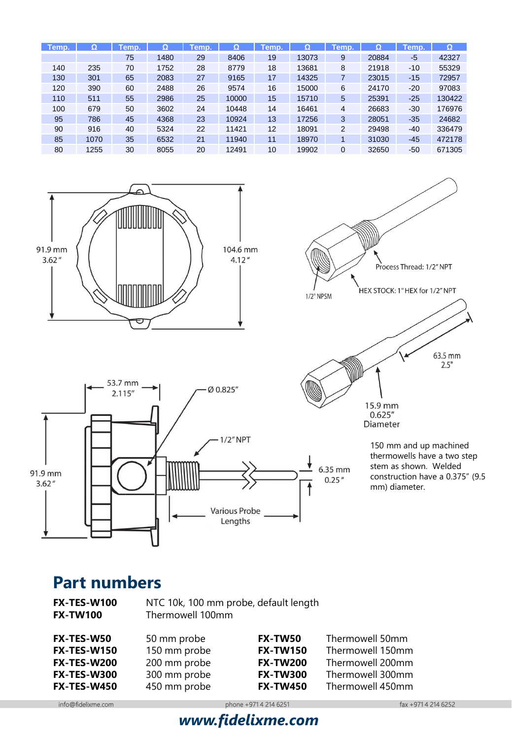| Temp. | Ω | Temp. | Ω | Temp. | Ω | Temp. | Ω | Temp. | Ω | Temp. | Ω |
|---|---|---|---|---|---|---|---|---|---|---|---|
| | | 75 | 1480 | 29 | 8406 | 19 | 13073 | 9 | 20884 | -5 | 42327 |
| 140 | 235 | 70 | 1752 | 28 | 8779 | 18 | 13681 | 8 | 21918 | -10 | 55329 |
| 130 | 301 | 65 | 2083 | 27 | 9165 | 17 | 14325 | 7 | 23015 | -15 | 72957 |
| 120 | 390 | 60 | 2488 | 26 | 9574 | 16 | 15000 | 6 | 24170 | -20 | 97083 |
| 110 | 511 | 55 | 2986 | 25 | 10000 | 15 | 15710 | 5 | 25391 | -25 | 130422 |
| 100 | 679 | 50 | 3602 | 24 | 10448 | 14 | 16461 | 4 | 26683 | -30 | 176976 |
| 95 | 786 | 45 | 4368 | 23 | 10924 | 13 | 17256 | 3 | 28051 | -35 | 24682 |
| 90 | 916 | 40 | 5324 | 22 | 11421 | 12 | 18091 | 2 | 29498 | -40 | 336479 |
| 85 | 1070 | 35 | 6532 | 21 | 11940 | 11 | 18970 | 1 | 31030 | -45 | 472178 |
| 80 | 1255 | 30 | 8055 | 20 | 12491 | 10 | 19902 | 0 | 32650 | -50 | 671305 |

91.9 mm
3.62"

104.6 mm
4.12"

Process Thread: 1/2" NPT

1/2" NPSM

HEX STOCK: 1" HEX for 1/2" NPT

63.5 mm
2.5"

15.9 mm
0.625"
Diameter

53.7 mm
2.115"

Ø 0.825"

1/2" NPT

91.9 mm
3.62"

6.35 mm
0.25"

Various Probe Lengths

150 mm and up machined thermowells have a two step stem as shown. Welded construction have a 0.375" (9.5 mm) diameter.

## Part numbers

**FX-TES-W100** NTC 10k, 100 mm probe, default length
**FX-TW100** Thermowell 100mm

| | | | |
|---|---|---|---|
| **FX-TES-W50** | 50 mm probe | **FX-TW50** | Thermowell 50mm |
| **FX-TES-W150** | 150 mm probe | **FX-TW150** | Thermowell 150mm |
| **FX-TES-W200** | 200 mm probe | **FX-TW200** | Thermowell 200mm |
| **FX-TES-W300** | 300 mm probe | **FX-TW300** | Thermowell 300mm |
| **FX-TES-W450** | 450 mm probe | **FX-TW450** | Thermowell 450mm |

info@fidelixme.com phone +971 4 214 6251 fax +971 4 214 6252

***www.fidelixme.com***